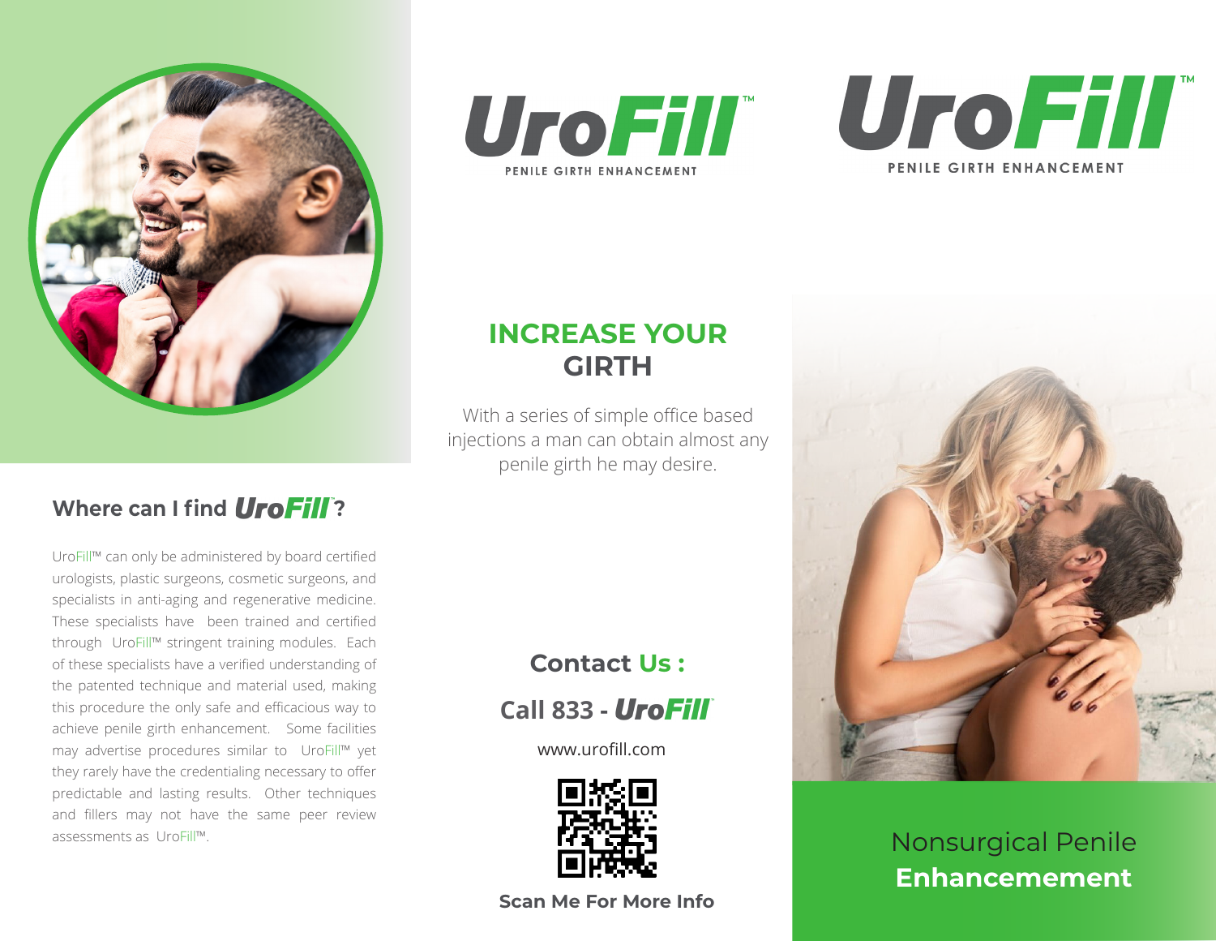# UroFill™

PENILE GIRTH ENHANCEMENT

## Where can I find UroFill?

UroFill™ can only be administered by board certified urologists, plastic surgeons, cosmetic surgeons, and specialists in anti-aging and regenerative medicine. These specialists have been trained and certified through UroFill™ stringent training modules. Each of these specialists have a verified understanding of the patented technique and material used, making this procedure the only safe and efficacious way to achieve penile girth enhancement. Some facilities may advertise procedures similar to UroFill™ yet they rarely have the credentialing necessary to offer predictable and lasting results. Other techniques and fillers may not have the same peer review assessments as UroFill™.

## INCREASE YOUR GIRTH

With a series of simple office based injections a man can obtain almost any penile girth he may desire.

## Contact Us :

**Call 833 - UroFill**

www.urofill.com

**Scan Me For More Info**

# UroFill™

PENILE GIRTH ENHANCEMENT

Nonsurgical Penile **Enhancement**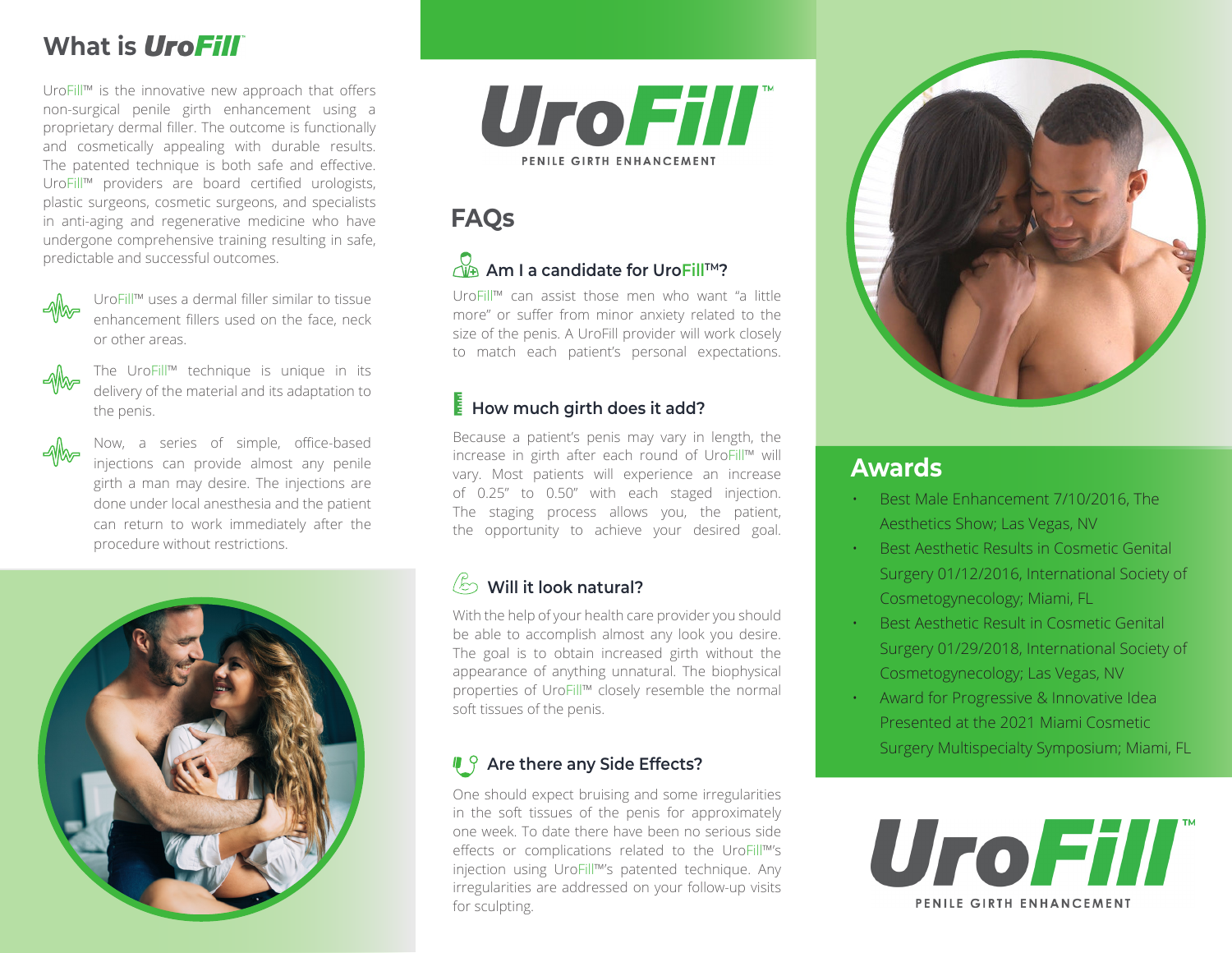## What is UroFill™

UroFill™ is the innovative new approach that offers non-surgical penile girth enhancement using a proprietary dermal filler. The outcome is functionally and cosmetically appealing with durable results. The patented technique is both safe and effective. UroFill™ providers are board certified urologists, plastic surgeons, cosmetic surgeons, and specialists in anti-aging and regenerative medicine who have undergone comprehensive training resulting in safe, predictable and successful outcomes.

- UroFill™ uses a dermal filler similar to tissue enhancement fillers used on the face, neck or other areas.
- The UroFill™ technique is unique in its delivery of the material and its adaptation to the penis.
- Now, a series of simple, office-based injections can provide almost any penile girth a man may desire. The injections are done under local anesthesia and the patient can return to work immediately after the procedure without restrictions.

**UroFill™**
PENILE GIRTH ENHANCEMENT

## FAQs

### Am I a candidate for UroFill™?

UroFill™ can assist those men who want "a little more" or suffer from minor anxiety related to the size of the penis. A UroFill provider will work closely to match each patient's personal expectations.

### How much girth does it add?

Because a patient's penis may vary in length, the increase in girth after each round of UroFill™ will vary. Most patients will experience an increase of 0.25" to 0.50" with each staged injection. The staging process allows you, the patient, the opportunity to achieve your desired goal.

### Will it look natural?

With the help of your health care provider you should be able to accomplish almost any look you desire. The goal is to obtain increased girth without the appearance of anything unnatural. The biophysical properties of UroFill™ closely resemble the normal soft tissues of the penis.

### Are there any Side Effects?

One should expect bruising and some irregularities in the soft tissues of the penis for approximately one week. To date there have been no serious side effects or complications related to the UroFill™'s injection using UroFill™'s patented technique. Any irregularities are addressed on your follow-up visits for sculpting.

## Awards

- Best Male Enhancement 7/10/2016, The Aesthetics Show; Las Vegas, NV
- Best Aesthetic Results in Cosmetic Genital Surgery 01/12/2016, International Society of Cosmetogynecology; Miami, FL
- Best Aesthetic Result in Cosmetic Genital Surgery 01/29/2018, International Society of Cosmetogynecology; Las Vegas, NV
- Award for Progressive & Innovative Idea Presented at the 2021 Miami Cosmetic Surgery Multispecialty Symposium; Miami, FL

**UroFill™**
PENILE GIRTH ENHANCEMENT